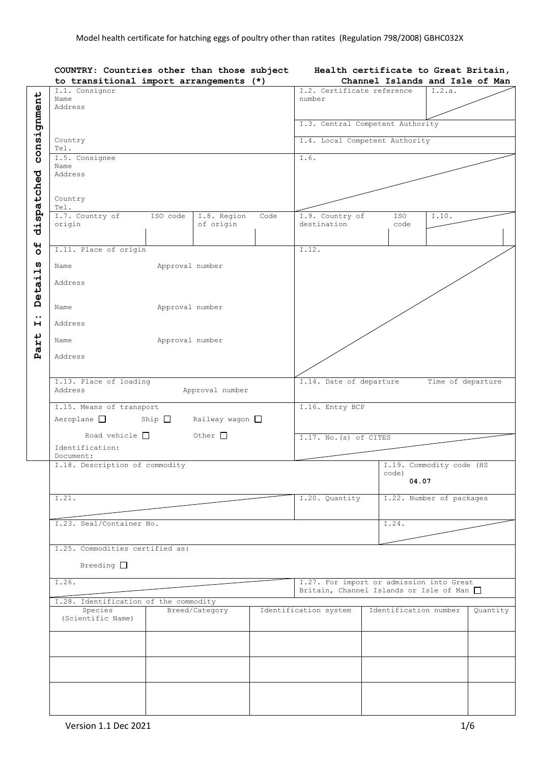Model health certificate for hatching eggs of poultry other than ratites (Regulation 798/2008) GBHC032X

**COUNTRY: Countries other than those subject to transitional import arrangements (*)**

**Health certificate to Great Britain, Channel Islands and Isle of Man**

**Part I: Details of dispatched consignment**

| | | | | | | |
|---|---|---|---|---|---|---|
| I.1. Consignor<br>Name<br>Address<br><br>Country<br>Tel. | | | | I.2. Certificate reference number | | I.2.a. |
| | | | | I.3. Central Competent Authority | | |
| | | | | I.4. Local Competent Authority | | |
| I.5. Consignee<br>Name<br>Address<br><br>Country<br>Tel. | | | | I.6. | | |
| I.7. Country of origin | ISO code | I.8. Region of origin | Code | I.9. Country of destination | ISO code | I.10. |
| I.11. Place of origin<br>Name Approval number<br>Address<br>Name Approval number<br>Address<br>Name Approval number<br>Address | | | | I.12. | | |
| I.13. Place of loading<br>Address Approval number | | | | I.14. Date of departure | | Time of departure |
| I.15. Means of transport<br>Aeroplane ☐ Ship ☐ Railway wagon ☐<br>Road vehicle ☐ Other ☐<br>Identification:<br>Document: | | | | I.16. Entry BCP | | |
| | | | | I.17. No.(s) of CITES | | |
| I.18. Description of commodity | | | | | I.19. Commodity code (HS code)<br>**04.07** | |
| I.21. | | | | I.20. Quantity | I.22. Number of packages | |
| I.23. Seal/Container No. | | | | | I.24. | |
| I.25. Commodities certified as:<br>Breeding ☐ | | | | | | |
| I.26. | | | | I.27. For import or admission into Great Britain, Channel Islands or Isle of Man ☐ | | |

I.28. Identification of the commodity

| Species (Scientific Name) | Breed/Category | Identification system | Identification number | Quantity |
|---|---|---|---|---|
| | | | | |
| | | | | |
| | | | | |

Version 1.1 Dec 2021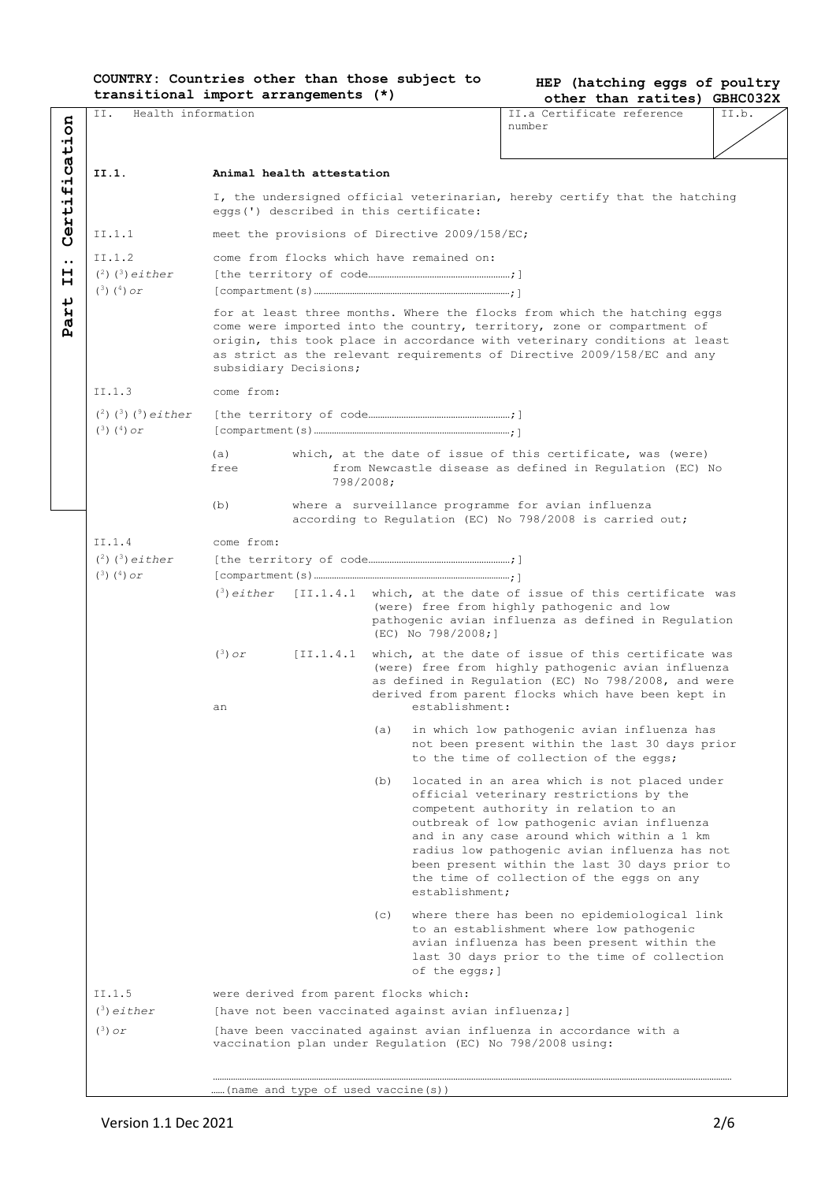**COUNTRY: Countries other than those subject to transitional import arrangements (*)**

**HEP (hatching eggs of poultry other than ratites) GBHC032X**

**Part II: Certification**

| II. Health information | II.a Certificate reference number | II.b. |
|---|---|---|

**II.1. Animal health attestation**

I, the undersigned official veterinarian, hereby certify that the hatching eggs(') described in this certificate:

II.1.1 meet the provisions of Directive 2009/158/EC;

II.1.2 come from flocks which have remained on:

(2) (3) *either* [the territory of code……………………………………;]

(3) (4) *or* [compartment(s)……………………………………………;]

for at least three months. Where the flocks from which the hatching eggs come were imported into the country, territory, zone or compartment of origin, this took place in accordance with veterinary conditions at least as strict as the relevant requirements of Directive 2009/158/EC and any subsidiary Decisions;

II.1.3 come from:

(2) (3) (9) *either* [the territory of code……………………………………;]

(3) (4) *or* [compartment(s)……………………………………………;]

(a) which, at the date of issue of this certificate, was (were) free from Newcastle disease as defined in Regulation (EC) No 798/2008;

(b) where a surveillance programme for avian influenza according to Regulation (EC) No 798/2008 is carried out;

II.1.4 come from:

(2) (3) *either* [the territory of code……………………………………;]

(3) (4) *or* [compartment(s)……………………………………………;]

(3) *either* [II.1.4.1 which, at the date of issue of this certificate was (were) free from highly pathogenic and low pathogenic avian influenza as defined in Regulation (EC) No 798/2008;]

(3) *or* [II.1.4.1 which, at the date of issue of this certificate was (were) free from highly pathogenic avian influenza as defined in Regulation (EC) No 798/2008, and were derived from parent flocks which have been kept in an establishment:

(a) in which low pathogenic avian influenza has not been present within the last 30 days prior to the time of collection of the eggs;

(b) located in an area which is not placed under official veterinary restrictions by the competent authority in relation to an outbreak of low pathogenic avian influenza and in any case around which within a 1 km radius low pathogenic avian influenza has not been present within the last 30 days prior to the time of collection of the eggs on any establishment;

(c) where there has been no epidemiological link to an establishment where low pathogenic avian influenza has been present within the last 30 days prior to the time of collection of the eggs;]

II.1.5 were derived from parent flocks which:

(3) *either* [have not been vaccinated against avian influenza;]

(3) *or* [have been vaccinated against avian influenza in accordance with a vaccination plan under Regulation (EC) No 798/2008 using:

…………………………………………………………………………………………………………

……(name and type of used vaccine(s))

Version 1.1 Dec 2021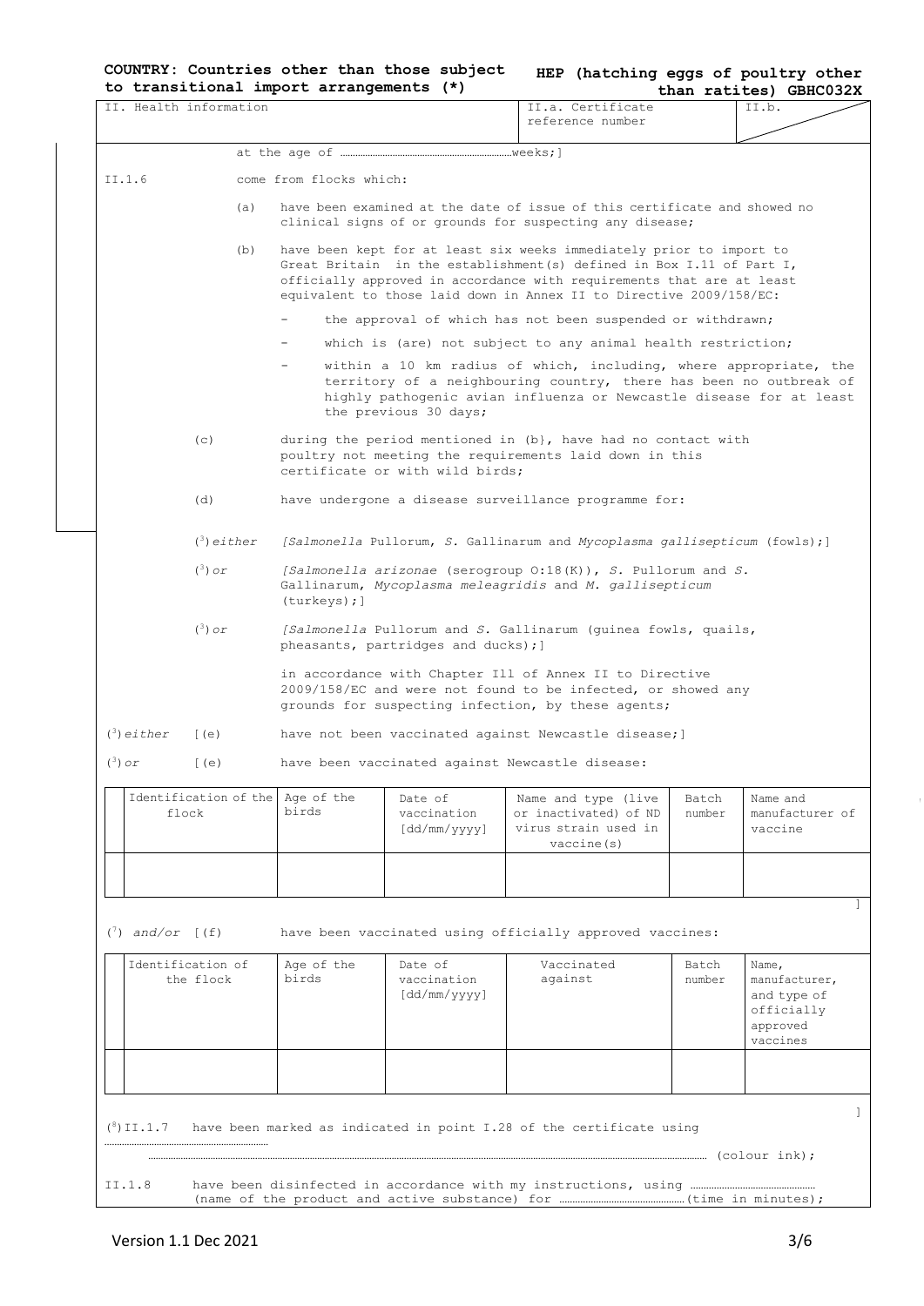**COUNTRY: Countries other than those subject to transitional import arrangements (*)**

**HEP (hatching eggs of poultry other than ratites) GBHC032X**

| II. Health information | II.a. Certificate reference number | II.b. |
|---|---|---|

at the age of ……………………………………………………weeks;]

II.1.6 come from flocks which:

(a) have been examined at the date of issue of this certificate and showed no clinical signs of or grounds for suspecting any disease;

(b) have been kept for at least six weeks immediately prior to import to Great Britain in the establishment(s) defined in Box I.11 of Part I, officially approved in accordance with requirements that are at least equivalent to those laid down in Annex II to Directive 2009/158/EC:

- the approval of which has not been suspended or withdrawn;
- which is (are) not subject to any animal health restriction;
- within a 10 km radius of which, including, where appropriate, the territory of a neighbouring country, there has been no outbreak of highly pathogenic avian influenza or Newcastle disease for at least the previous 30 days;

(c) during the period mentioned in (b}, have had no contact with poultry not meeting the requirements laid down in this certificate or with wild birds;

(d) have undergone a disease surveillance programme for:

([3]) *either* [*Salmonella* Pullorum, *S.* Gallinarum and *Mycoplasma gallisepticum* (fowls);]

([3]) *or* [*Salmonella arizonae* (serogroup O:18(K)), *S.* Pullorum and *S.* Gallinarum, *Mycoplasma meleagridis* and *M. gallisepticum* (turkeys);]

([3]) *or* [*Salmonella* Pullorum and *S.* Gallinarum (guinea fowls, quails, pheasants, partridges and ducks);]

in accordance with Chapter Ill of Annex II to Directive 2009/158/EC and were not found to be infected, or showed any grounds for suspecting infection, by these agents;

([3]) *either* [(e) have not been vaccinated against Newcastle disease;]

([3]) *or* [(e) have been vaccinated against Newcastle disease:

| Identification of the flock | Age of the birds | Date of vaccination [dd/mm/yyyy] | Name and type (live or inactivated) of ND virus strain used in vaccine(s) | Batch number | Name and manufacturer of vaccine |
|---|---|---|---|---|---|
| | | | | | |

]

([7]) *and/or* [(f) have been vaccinated using officially approved vaccines:

| Identification of the flock | Age of the birds | Date of vaccination [dd/mm/yyyy] | Vaccinated against | Batch number | Name, manufacturer, and type of officially approved vaccines |
|---|---|---|---|---|---|
| | | | | | |

]

([8])II.1.7 have been marked as indicated in point I.28 of the certificate using ……………………………………………………………………………………………………………………………………………………………… (colour ink);

II.1.8 have been disinfected in accordance with my instructions, using ……………………………………… (name of the product and active substance) for …………………………………… (time in minutes);

Version 1.1 Dec 2021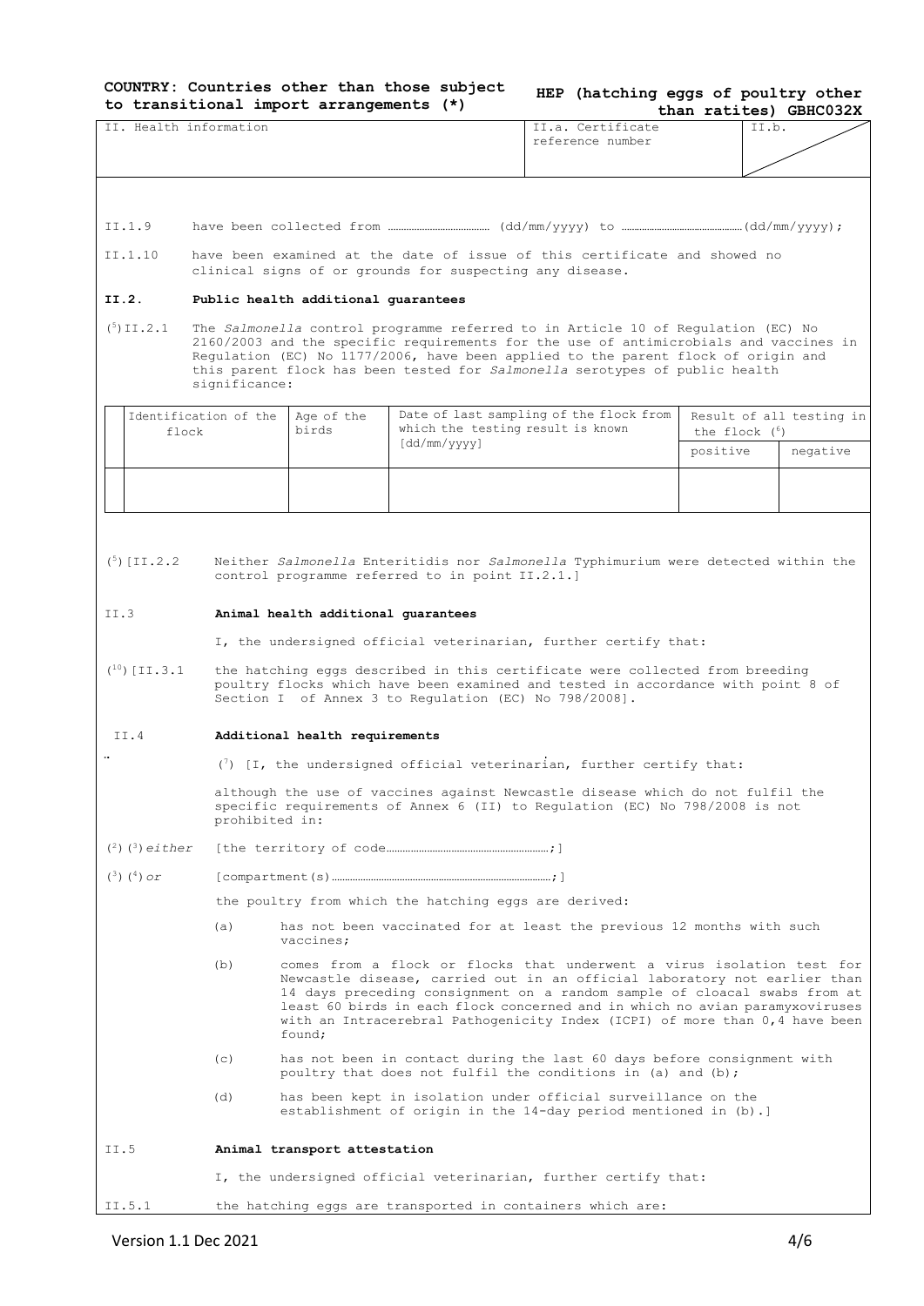**COUNTRY: Countries other than those subject to transitional import arrangements (*)**

**HEP (hatching eggs of poultry other than ratites) GBHC032X**

| II. Health information | II.a. Certificate reference number | II.b. |
|---|---|---|

II.1.9 have been collected from ……………………………… (dd/mm/yyyy) to ……………………………………(dd/mm/yyyy);

II.1.10 have been examined at the date of issue of this certificate and showed no clinical signs of or grounds for suspecting any disease.

**II.2. Public health additional guarantees**

(5)II.2.1 The *Salmonella* control programme referred to in Article 10 of Regulation (EC) No 2160/2003 and the specific requirements for the use of antimicrobials and vaccines in Regulation (EC) No 1177/2006, have been applied to the parent flock of origin and this parent flock has been tested for *Salmonella* serotypes of public health significance:

| Identification of the flock | Age of the birds | Date of last sampling of the flock from which the testing result is known [dd/mm/yyyy] | Result of all testing in the flock (6) | |
|---|---|---|---|---|
| | | | positive | negative |
| | | | | |

(5)[II.2.2 Neither *Salmonella* Enteritidis nor *Salmonella* Typhimurium were detected within the control programme referred to in point II.2.1.]

**II.3 Animal health additional guarantees**

I, the undersigned official veterinarian, further certify that:

(10)[II.3.1 the hatching eggs described in this certificate were collected from breeding poultry flocks which have been examined and tested in accordance with point 8 of Section I of Annex 3 to Regulation (EC) No 798/2008].

**II.4 Additional health requirements**

(7) [I, the undersigned official veterinarian, further certify that:

although the use of vaccines against Newcastle disease which do not fulfil the specific requirements of Annex 6 (II) to Regulation (EC) No 798/2008 is not prohibited in:

(2)(3)*either* [the territory of code……………………………………………;]

(3)(4)*or* [compartment(s)……………………………………………………;]

the poultry from which the hatching eggs are derived:

(a) has not been vaccinated for at least the previous 12 months with such vaccines;

(b) comes from a flock or flocks that underwent a virus isolation test for Newcastle disease, carried out in an official laboratory not earlier than 14 days preceding consignment on a random sample of cloacal swabs from at least 60 birds in each flock concerned and in which no avian paramyxoviruses with an Intracerebral Pathogenicity Index (ICPI) of more than 0,4 have been found;

(c) has not been in contact during the last 60 days before consignment with poultry that does not fulfil the conditions in (a) and (b);

(d) has been kept in isolation under official surveillance on the establishment of origin in the 14-day period mentioned in (b).]

**II.5 Animal transport attestation**

I, the undersigned official veterinarian, further certify that:

II.5.1 the hatching eggs are transported in containers which are:

Version 1.1 Dec 2021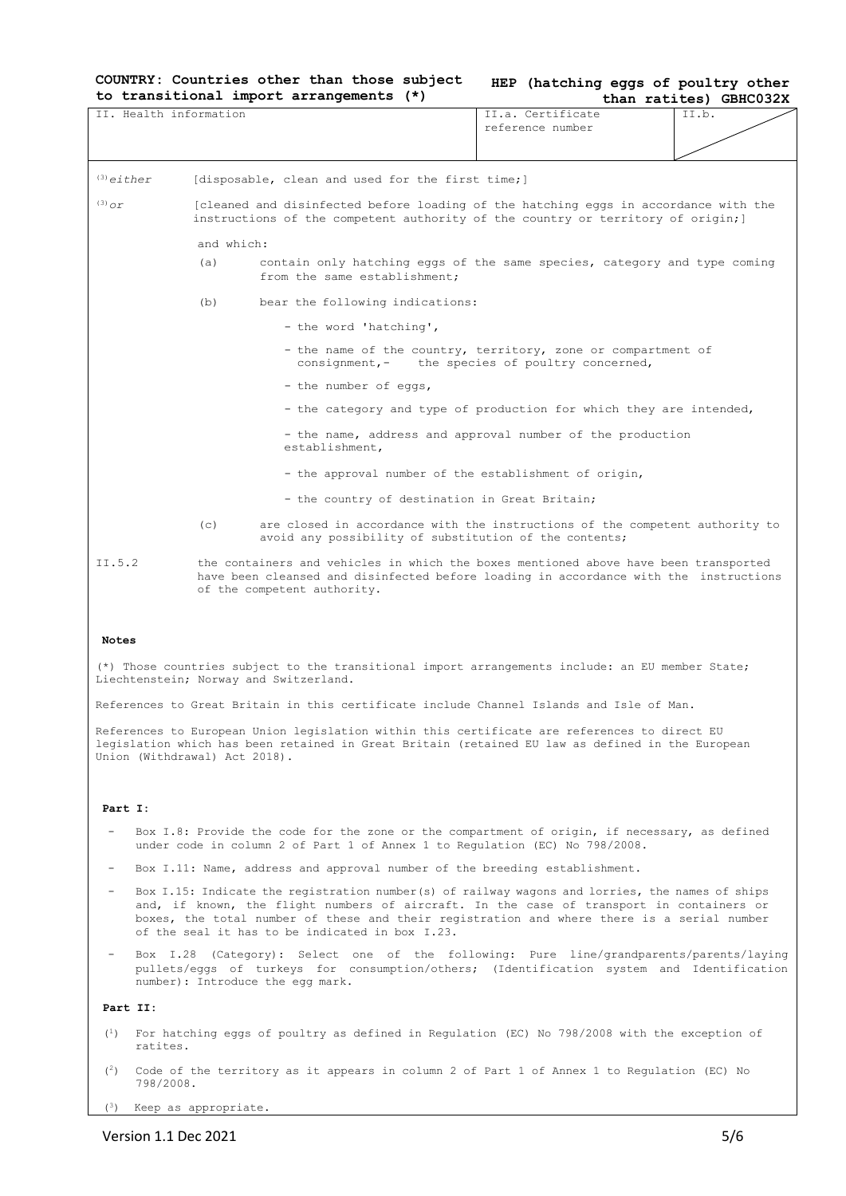**COUNTRY: Countries other than those subject to transitional import arrangements (\*)**

**HEP (hatching eggs of poultry other than ratites) GBHC032X**

| II. Health information | II.a. Certificate reference number | II.b. |
|---|---|---|

[(3)] *either* [disposable, clean and used for the first time;]

[(3)] *or* [cleaned and disinfected before loading of the hatching eggs in accordance with the instructions of the competent authority of the country or territory of origin;]

and which:

(a) contain only hatching eggs of the same species, category and type coming from the same establishment;

(b) bear the following indications:

- the word 'hatching',
- the name of the country, territory, zone or compartment of consignment,- the species of poultry concerned,
- the number of eggs,
- the category and type of production for which they are intended,
- the name, address and approval number of the production establishment,
- the approval number of the establishment of origin,
- the country of destination in Great Britain;

(c) are closed in accordance with the instructions of the competent authority to avoid any possibility of substitution of the contents;

II.5.2 the containers and vehicles in which the boxes mentioned above have been transported have been cleansed and disinfected before loading in accordance with the instructions of the competent authority.

**Notes**

(\*) Those countries subject to the transitional import arrangements include: an EU member State; Liechtenstein; Norway and Switzerland.

References to Great Britain in this certificate include Channel Islands and Isle of Man.

References to European Union legislation within this certificate are references to direct EU legislation which has been retained in Great Britain (retained EU law as defined in the European Union (Withdrawal) Act 2018).

**Part I:**

- Box I.8: Provide the code for the zone or the compartment of origin, if necessary, as defined under code in column 2 of Part 1 of Annex 1 to Regulation (EC) No 798/2008.
- Box I.11: Name, address and approval number of the breeding establishment.
- Box I.15: Indicate the registration number(s) of railway wagons and lorries, the names of ships and, if known, the flight numbers of aircraft. In the case of transport in containers or boxes, the total number of these and their registration and where there is a serial number of the seal it has to be indicated in box I.23.
- Box I.28 (Category): Select one of the following: Pure line/grandparents/parents/laying pullets/eggs of turkeys for consumption/others; (Identification system and Identification number): Introduce the egg mark.

**Part II:**

(1) For hatching eggs of poultry as defined in Regulation (EC) No 798/2008 with the exception of ratites.

(2) Code of the territory as it appears in column 2 of Part 1 of Annex 1 to Regulation (EC) No 798/2008.

(3) Keep as appropriate.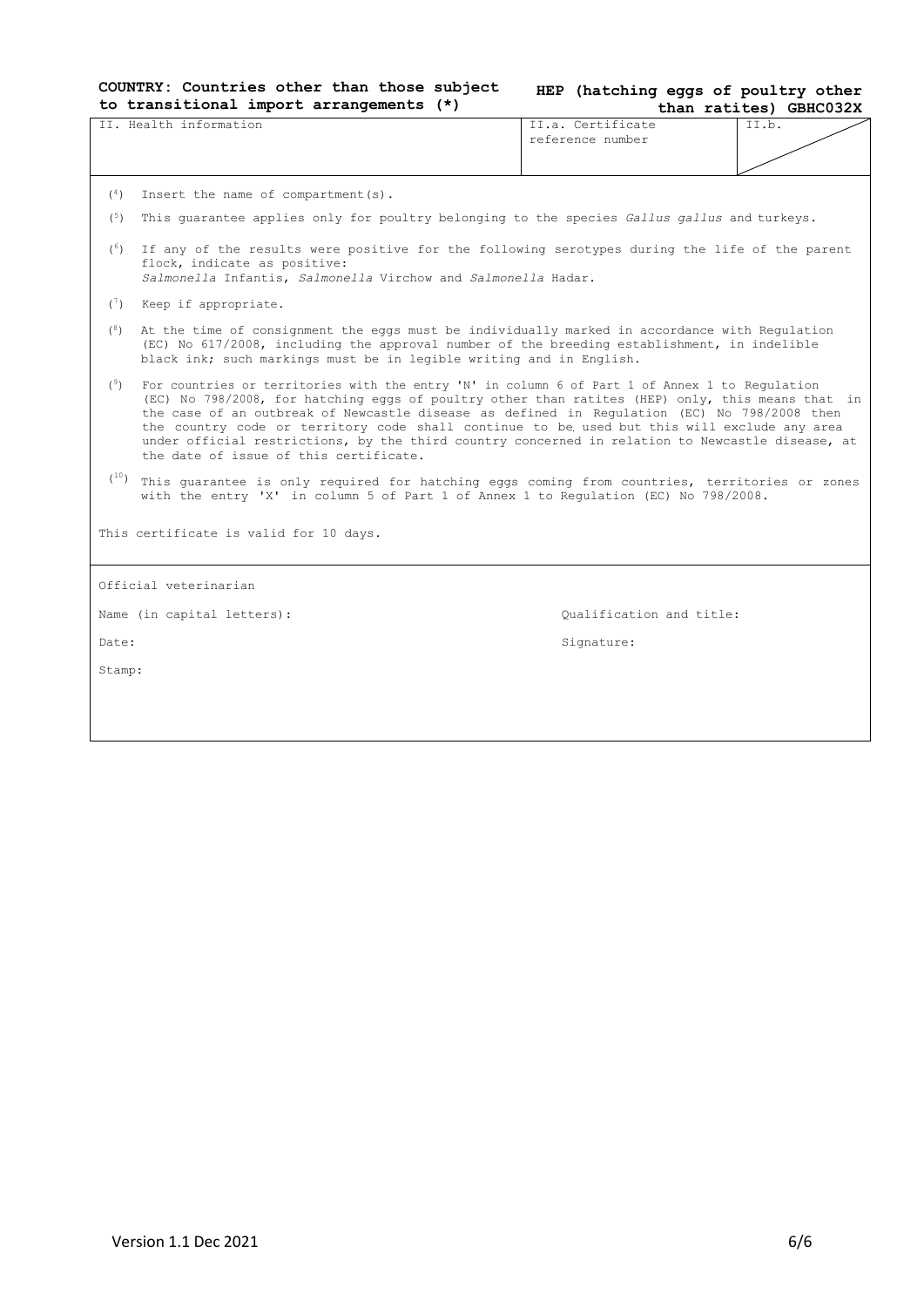**COUNTRY: Countries other than those subject to transitional import arrangements (*)**

**HEP (hatching eggs of poultry other than ratites) GBHC032X**

| II. Health information | II.a. Certificate reference number | II.b. |
|---|---|---|

([4]) Insert the name of compartment(s).

([5]) This guarantee applies only for poultry belonging to the species *Gallus gallus* and turkeys.

([6]) If any of the results were positive for the following serotypes during the life of the parent flock, indicate as positive:
*Salmonella* Infantis, *Salmonella* Virchow and *Salmonella* Hadar.

([7]) Keep if appropriate.

([8]) At the time of consignment the eggs must be individually marked in accordance with Regulation (EC) No 617/2008, including the approval number of the breeding establishment, in indelible black ink; such markings must be in legible writing and in English.

([9]) For countries or territories with the entry 'N' in column 6 of Part 1 of Annex 1 to Regulation (EC) No 798/2008, for hatching eggs of poultry other than ratites (HEP) only, this means that in the case of an outbreak of Newcastle disease as defined in Regulation (EC) No 798/2008 then the country code or territory code shall continue to be used but this will exclude any area under official restrictions, by the third country concerned in relation to Newcastle disease, at the date of issue of this certificate.

([10]) This guarantee is only required for hatching eggs coming from countries, territories or zones with the entry 'X' in column 5 of Part 1 of Annex 1 to Regulation (EC) No 798/2008.

This certificate is valid for 10 days.

Official veterinarian

Name (in capital letters): Qualification and title:

Date: Signature:

Stamp: